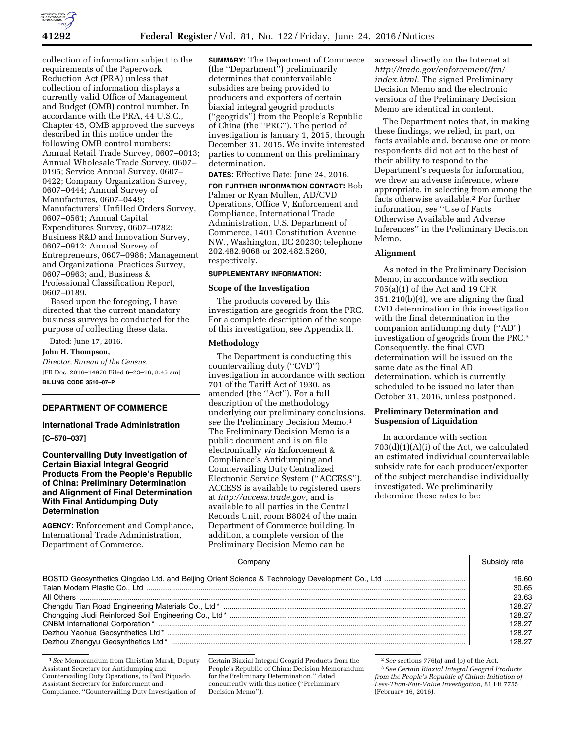collection of information subject to the requirements of the Paperwork Reduction Act (PRA) unless that collection of information displays a currently valid Office of Management and Budget (OMB) control number. In accordance with the PRA, 44 U.S.C., Chapter 45, OMB approved the surveys described in this notice under the following OMB control numbers: Annual Retail Trade Survey, 0607–0013; Annual Wholesale Trade Survey, 0607–0195; Service Annual Survey, 0607–0422; Company Organization Survey, 0607–0444; Annual Survey of Manufactures, 0607–0449; Manufacturers' Unfilled Orders Survey, 0607–0561; Annual Capital Expenditures Survey, 0607–0782; Business R&D and Innovation Survey, 0607–0912; Annual Survey of Entrepreneurs, 0607–0986; Management and Organizational Practices Survey, 0607–0963; and, Business & Professional Classification Report, 0607–0189.

Based upon the foregoing, I have directed that the current mandatory business surveys be conducted for the purpose of collecting these data.

Dated: June 17, 2016.

**John H. Thompson,**

*Director, Bureau of the Census.*

[FR Doc. 2016–14970 Filed 6–23–16; 8:45 am]

**BILLING CODE 3510–07–P**

## DEPARTMENT OF COMMERCE

### International Trade Administration

**[C–570–037]**

### Countervailing Duty Investigation of Certain Biaxial Integral Geogrid Products From the People's Republic of China: Preliminary Determination and Alignment of Final Determination With Final Antidumping Duty Determination

**AGENCY:** Enforcement and Compliance, International Trade Administration, Department of Commerce.

**SUMMARY:** The Department of Commerce (the "Department") preliminarily determines that countervailable subsidies are being provided to producers and exporters of certain biaxial integral geogrid products ("geogrids") from the People's Republic of China (the "PRC"). The period of investigation is January 1, 2015, through December 31, 2015. We invite interested parties to comment on this preliminary determination.

**DATES:** Effective Date: June 24, 2016.

**FOR FURTHER INFORMATION CONTACT:** Bob Palmer or Ryan Mullen, AD/CVD Operations, Office V, Enforcement and Compliance, International Trade Administration, U.S. Department of Commerce, 1401 Constitution Avenue NW., Washington, DC 20230; telephone 202.482.9068 or 202.482.5260, respectively.

**SUPPLEMENTARY INFORMATION:**

#### Scope of the Investigation

The products covered by this investigation are geogrids from the PRC. For a complete description of the scope of this investigation, see Appendix II.

#### Methodology

The Department is conducting this countervailing duty ("CVD") investigation in accordance with section 701 of the Tariff Act of 1930, as amended (the "Act"). For a full description of the methodology underlying our preliminary conclusions, *see* the Preliminary Decision Memo.[1] The Preliminary Decision Memo is a public document and is on file electronically *via* Enforcement & Compliance's Antidumping and Countervailing Duty Centralized Electronic Service System ("ACCESS"). ACCESS is available to registered users at *http://access.trade.gov,* and is available to all parties in the Central Records Unit, room B8024 of the main Department of Commerce building. In addition, a complete version of the Preliminary Decision Memo can be accessed directly on the Internet at *http://trade.gov/enforcement/frn/index.html.* The signed Preliminary Decision Memo and the electronic versions of the Preliminary Decision Memo are identical in content.

The Department notes that, in making these findings, we relied, in part, on facts available and, because one or more respondents did not act to the best of their ability to respond to the Department's requests for information, we drew an adverse inference, where appropriate, in selecting from among the facts otherwise available.[2] For further information, *see* "Use of Facts Otherwise Available and Adverse Inferences" in the Preliminary Decision Memo.

#### Alignment

As noted in the Preliminary Decision Memo, in accordance with section 705(a)(1) of the Act and 19 CFR 351.210(b)(4), we are aligning the final CVD determination in this investigation with the final determination in the companion antidumping duty ("AD") investigation of geogrids from the PRC.[3] Consequently, the final CVD determination will be issued on the same date as the final AD determination, which is currently scheduled to be issued no later than October 31, 2016, unless postponed.

#### Preliminary Determination and Suspension of Liquidation

In accordance with section 703(d)(1)(A)(i) of the Act, we calculated an estimated individual countervailable subsidy rate for each producer/exporter of the subject merchandise individually investigated. We preliminarily determine these rates to be:

| Company | Subsidy rate |
|---|---|
| BOSTD Geosynthetics Qingdao Ltd. and Beijing Orient Science & Technology Development Co., Ltd | 16.60 |
| Taian Modern Plastic Co., Ltd | 30.65 |
| All Others | 23.63 |
| Chengdu Tian Road Engineering Materials Co., Ltd* | 128.27 |
| Chongqing Jiudi Reinforced Soil Engineering Co., Ltd* | 128.27 |
| CNBM International Corporation* | 128.27 |
| Dezhou Yaohua Geosynthetics Ltd* | 128.27 |
| Dezhou Zhengyu Geosynthetics Ltd* | 128.27 |

[1] *See* Memorandum from Christian Marsh, Deputy Assistant Secretary for Antidumping and Countervailing Duty Operations, to Paul Piquado, Assistant Secretary for Enforcement and Compliance, "Countervailing Duty Investigation of Certain Biaxial Integral Geogrid Products from the People's Republic of China: Decision Memorandum for the Preliminary Determination," dated concurrently with this notice ("Preliminary Decision Memo").

[2] *See* sections 776(a) and (b) of the Act.

[3] *See Certain Biaxial Integral Geogrid Products from the People's Republic of China: Initiation of Less-Than-Fair-Value Investigation,* 81 FR 7755 (February 16, 2016).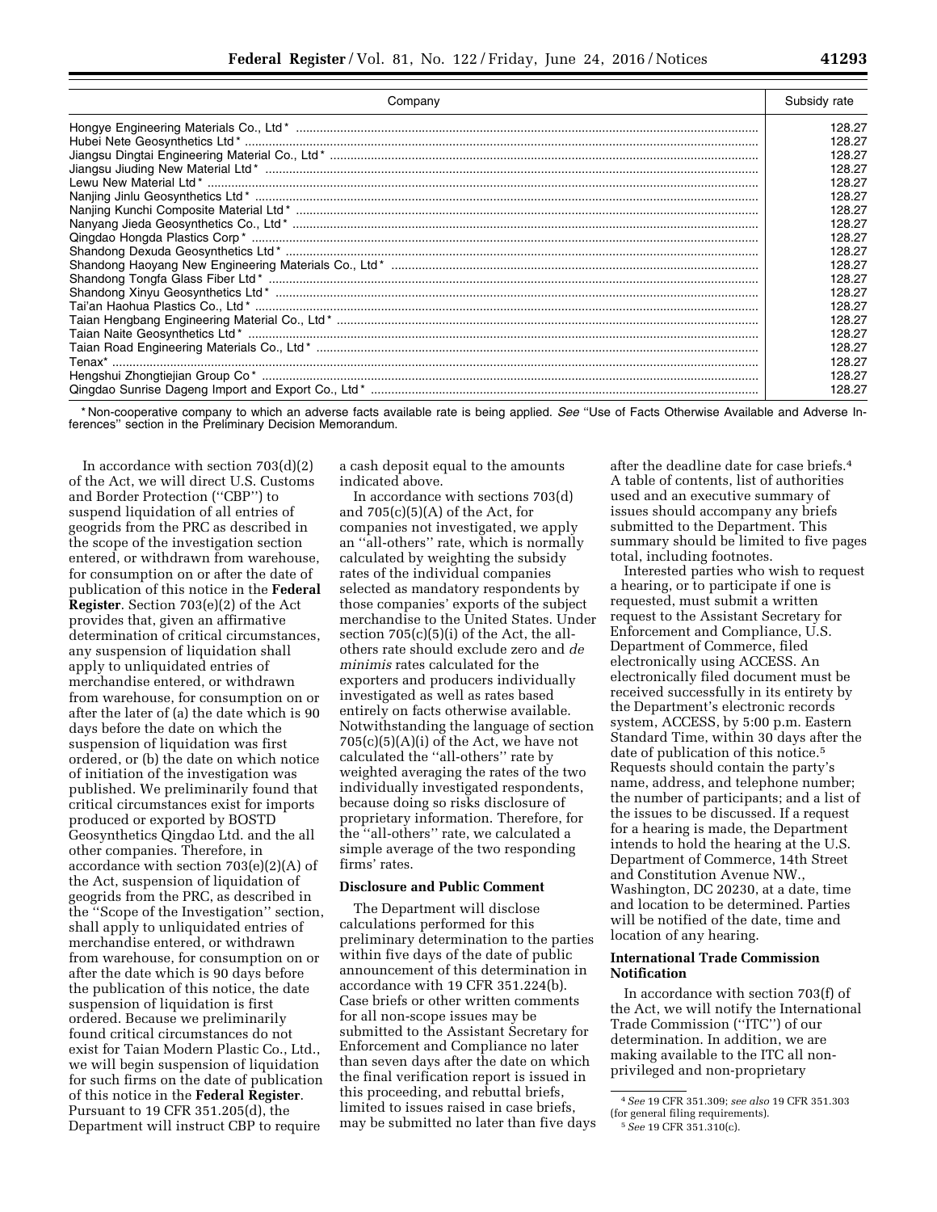| Company | Subsidy rate |
| --- | --- |
| Hongye Engineering Materials Co., Ltd * | 128.27 |
| Hubei Nete Geosynthetics Ltd * | 128.27 |
| Jiangsu Dingtai Engineering Material Co., Ltd * | 128.27 |
| Jiangsu Jiuding New Material Ltd * | 128.27 |
| Lewu New Material Ltd * | 128.27 |
| Nanjing Jinlu Geosynthetics Ltd * | 128.27 |
| Nanjing Kunchi Composite Material Ltd * | 128.27 |
| Nanyang Jieda Geosynthetics Co., Ltd * | 128.27 |
| Qingdao Hongda Plastics Corp * | 128.27 |
| Shandong Dexuda Geosynthetics Ltd * | 128.27 |
| Shandong Haoyang New Engineering Materials Co., Ltd * | 128.27 |
| Shandong Tongfa Glass Fiber Ltd * | 128.27 |
| Shandong Xinyu Geosynthetics Ltd * | 128.27 |
| Tai'an Haohua Plastics Co., Ltd * | 128.27 |
| Taian Hengbang Engineering Material Co., Ltd * | 128.27 |
| Taian Naite Geosynthetics Ltd * | 128.27 |
| Taian Road Engineering Materials Co., Ltd * | 128.27 |
| Tenax* | 128.27 |
| Hengshui Zhongtiejian Group Co * | 128.27 |
| Qingdao Sunrise Dageng Import and Export Co., Ltd * | 128.27 |

* Non-cooperative company to which an adverse facts available rate is being applied. *See* "Use of Facts Otherwise Available and Adverse Inferences" section in the Preliminary Decision Memorandum.

In accordance with section 703(d)(2) of the Act, we will direct U.S. Customs and Border Protection ("CBP") to suspend liquidation of all entries of geogrids from the PRC as described in the scope of the investigation section entered, or withdrawn from warehouse, for consumption on or after the date of publication of this notice in the **Federal Register**. Section 703(e)(2) of the Act provides that, given an affirmative determination of critical circumstances, any suspension of liquidation shall apply to unliquidated entries of merchandise entered, or withdrawn from warehouse, for consumption on or after the later of (a) the date which is 90 days before the date on which the suspension of liquidation was first ordered, or (b) the date on which notice of initiation of the investigation was published. We preliminarily found that critical circumstances exist for imports produced or exported by BOSTD Geosynthetics Qingdao Ltd. and the all other companies. Therefore, in accordance with section 703(e)(2)(A) of the Act, suspension of liquidation of geogrids from the PRC, as described in the "Scope of the Investigation" section, shall apply to unliquidated entries of merchandise entered, or withdrawn from warehouse, for consumption on or after the date which is 90 days before the publication of this notice, the date suspension of liquidation is first ordered. Because we preliminarily found critical circumstances do not exist for Taian Modern Plastic Co., Ltd., we will begin suspension of liquidation for such firms on the date of publication of this notice in the **Federal Register**. Pursuant to 19 CFR 351.205(d), the Department will instruct CBP to require a cash deposit equal to the amounts indicated above.

In accordance with sections 703(d) and 705(c)(5)(A) of the Act, for companies not investigated, we apply an "all-others" rate, which is normally calculated by weighting the subsidy rates of the individual companies selected as mandatory respondents by those companies' exports of the subject merchandise to the United States. Under section 705(c)(5)(i) of the Act, the all-others rate should exclude zero and *de minimis* rates calculated for the exporters and producers individually investigated as well as rates based entirely on facts otherwise available. Notwithstanding the language of section 705(c)(5)(A)(i) of the Act, we have not calculated the "all-others" rate by weighted averaging the rates of the two individually investigated respondents, because doing so risks disclosure of proprietary information. Therefore, for the "all-others" rate, we calculated a simple average of the two responding firms' rates.

## Disclosure and Public Comment

The Department will disclose calculations performed for this preliminary determination to the parties within five days of the date of public announcement of this determination in accordance with 19 CFR 351.224(b). Case briefs or other written comments for all non-scope issues may be submitted to the Assistant Secretary for Enforcement and Compliance no later than seven days after the date on which the final verification report is issued in this proceeding, and rebuttal briefs, limited to issues raised in case briefs, may be submitted no later than five days after the deadline date for case briefs.[4] A table of contents, list of authorities used and an executive summary of issues should accompany any briefs submitted to the Department. This summary should be limited to five pages total, including footnotes.

Interested parties who wish to request a hearing, or to participate if one is requested, must submit a written request to the Assistant Secretary for Enforcement and Compliance, U.S. Department of Commerce, filed electronically using ACCESS. An electronically filed document must be received successfully in its entirety by the Department's electronic records system, ACCESS, by 5:00 p.m. Eastern Standard Time, within 30 days after the date of publication of this notice.[5] Requests should contain the party's name, address, and telephone number; the number of participants; and a list of the issues to be discussed. If a request for a hearing is made, the Department intends to hold the hearing at the U.S. Department of Commerce, 14th Street and Constitution Avenue NW., Washington, DC 20230, at a date, time and location to be determined. Parties will be notified of the date, time and location of any hearing.

## International Trade Commission Notification

In accordance with section 703(f) of the Act, we will notify the International Trade Commission ("ITC") of our determination. In addition, we are making available to the ITC all non-privileged and non-proprietary

[4] *See* 19 CFR 351.309; *see also* 19 CFR 351.303 (for general filing requirements).

[5] *See* 19 CFR 351.310(c).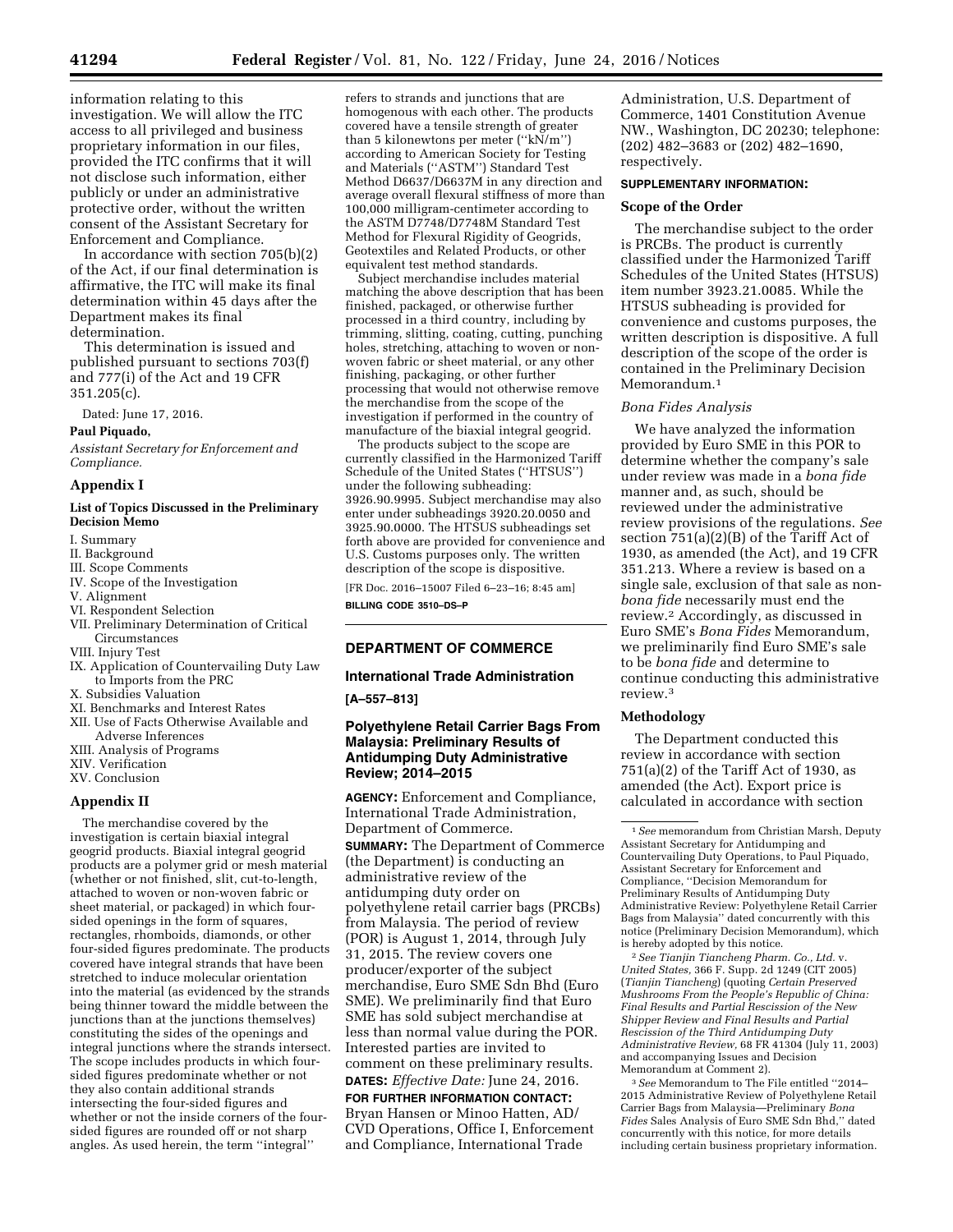information relating to this investigation. We will allow the ITC access to all privileged and business proprietary information in our files, provided the ITC confirms that it will not disclose such information, either publicly or under an administrative protective order, without the written consent of the Assistant Secretary for Enforcement and Compliance.

In accordance with section 705(b)(2) of the Act, if our final determination is affirmative, the ITC will make its final determination within 45 days after the Department makes its final determination.

This determination is issued and published pursuant to sections 703(f) and 777(i) of the Act and 19 CFR 351.205(c).

Dated: June 17, 2016.

**Paul Piquado,**

*Assistant Secretary for Enforcement and Compliance.*

## Appendix I

### List of Topics Discussed in the Preliminary Decision Memo

I. Summary
II. Background
III. Scope Comments
IV. Scope of the Investigation
V. Alignment
VI. Respondent Selection
VII. Preliminary Determination of Critical Circumstances
VIII. Injury Test
IX. Application of Countervailing Duty Law to Imports from the PRC
X. Subsidies Valuation
XI. Benchmarks and Interest Rates
XII. Use of Facts Otherwise Available and Adverse Inferences
XIII. Analysis of Programs
XIV. Verification
XV. Conclusion

## Appendix II

The merchandise covered by the investigation is certain biaxial integral geogrid products. Biaxial integral geogrid products are a polymer grid or mesh material (whether or not finished, slit, cut-to-length, attached to woven or non-woven fabric or sheet material, or packaged) in which four-sided openings in the form of squares, rectangles, rhomboids, diamonds, or other four-sided figures predominate. The products covered have integral strands that have been stretched to induce molecular orientation into the material (as evidenced by the strands being thinner toward the middle between the junctions than at the junctions themselves) constituting the sides of the openings and integral junctions where the strands intersect. The scope includes products in which four-sided figures predominate whether or not they also contain additional strands intersecting the four-sided figures and whether or not the inside corners of the four-sided figures are rounded off or not sharp angles. As used herein, the term ''integral'' refers to strands and junctions that are homogenous with each other. The products covered have a tensile strength of greater than 5 kilonewtons per meter (''kN/m'') according to American Society for Testing and Materials (''ASTM'') Standard Test Method D6637/D6637M in any direction and average overall flexural stiffness of more than 100,000 milligram-centimeter according to the ASTM D7748/D7748M Standard Test Method for Flexural Rigidity of Geogrids, Geotextiles and Related Products, or other equivalent test method standards.

Subject merchandise includes material matching the above description that has been finished, packaged, or otherwise further processed in a third country, including by trimming, slitting, coating, cutting, punching holes, stretching, attaching to woven or non-woven fabric or sheet material, or any other finishing, packaging, or other further processing that would not otherwise remove the merchandise from the scope of the investigation if performed in the country of manufacture of the biaxial integral geogrid.

The products subject to the scope are currently classified in the Harmonized Tariff Schedule of the United States (''HTSUS'') under the following subheading: 3926.90.9995. Subject merchandise may also enter under subheadings 3920.20.0050 and 3925.90.0000. The HTSUS subheadings set forth above are provided for convenience and U.S. Customs purposes only. The written description of the scope is dispositive.

[FR Doc. 2016–15007 Filed 6–23–16; 8:45 am]

**BILLING CODE 3510–DS–P**

---

# DEPARTMENT OF COMMERCE

## International Trade Administration

**[A–557–813]**

## Polyethylene Retail Carrier Bags From Malaysia: Preliminary Results of Antidumping Duty Administrative Review; 2014–2015

**AGENCY:** Enforcement and Compliance, International Trade Administration, Department of Commerce.

**SUMMARY:** The Department of Commerce (the Department) is conducting an administrative review of the antidumping duty order on polyethylene retail carrier bags (PRCBs) from Malaysia. The period of review (POR) is August 1, 2014, through July 31, 2015. The review covers one producer/exporter of the subject merchandise, Euro SME Sdn Bhd (Euro SME). We preliminarily find that Euro SME has sold subject merchandise at less than normal value during the POR. Interested parties are invited to comment on these preliminary results.

**DATES:** *Effective Date:* June 24, 2016.

**FOR FURTHER INFORMATION CONTACT:** Bryan Hansen or Minoo Hatten, AD/CVD Operations, Office I, Enforcement and Compliance, International Trade Administration, U.S. Department of Commerce, 1401 Constitution Avenue NW., Washington, DC 20230; telephone: (202) 482–3683 or (202) 482–1690, respectively.

**SUPPLEMENTARY INFORMATION:**

### Scope of the Order

The merchandise subject to the order is PRCBs. The product is currently classified under the Harmonized Tariff Schedules of the United States (HTSUS) item number 3923.21.0085. While the HTSUS subheading is provided for convenience and customs purposes, the written description is dispositive. A full description of the scope of the order is contained in the Preliminary Decision Memorandum.[1]

### *Bona Fides Analysis*

We have analyzed the information provided by Euro SME in this POR to determine whether the company's sale under review was made in a *bona fide* manner and, as such, should be reviewed under the administrative review provisions of the regulations. *See* section 751(a)(2)(B) of the Tariff Act of 1930, as amended (the Act), and 19 CFR 351.213. Where a review is based on a single sale, exclusion of that sale as non-*bona fide* necessarily must end the review.[2] Accordingly, as discussed in Euro SME's *Bona Fides* Memorandum, we preliminarily find Euro SME's sale to be *bona fide* and determine to continue conducting this administrative review.[3]

### Methodology

The Department conducted this review in accordance with section 751(a)(2) of the Tariff Act of 1930, as amended (the Act). Export price is calculated in accordance with section

---

[1] *See* memorandum from Christian Marsh, Deputy Assistant Secretary for Antidumping and Countervailing Duty Operations, to Paul Piquado, Assistant Secretary for Enforcement and Compliance, ''Decision Memorandum for Preliminary Results of Antidumping Duty Administrative Review: Polyethylene Retail Carrier Bags from Malaysia'' dated concurrently with this notice (Preliminary Decision Memorandum), which is hereby adopted by this notice.

[2] *See Tianjin Tiancheng Pharm. Co., Ltd.* v. *United States,* 366 F. Supp. 2d 1249 (CIT 2005) (*Tianjin Tiancheng*) (quoting *Certain Preserved Mushrooms From the People's Republic of China: Final Results and Partial Rescission of the New Shipper Review and Final Results and Partial Rescission of the Third Antidumping Duty Administrative Review,* 68 FR 41304 (July 11, 2003) and accompanying Issues and Decision Memorandum at Comment 2).

[3] *See* Memorandum to The File entitled ''2014–2015 Administrative Review of Polyethylene Retail Carrier Bags from Malaysia—Preliminary *Bona Fides* Sales Analysis of Euro SME Sdn Bhd,'' dated concurrently with this notice, for more details including certain business proprietary information.